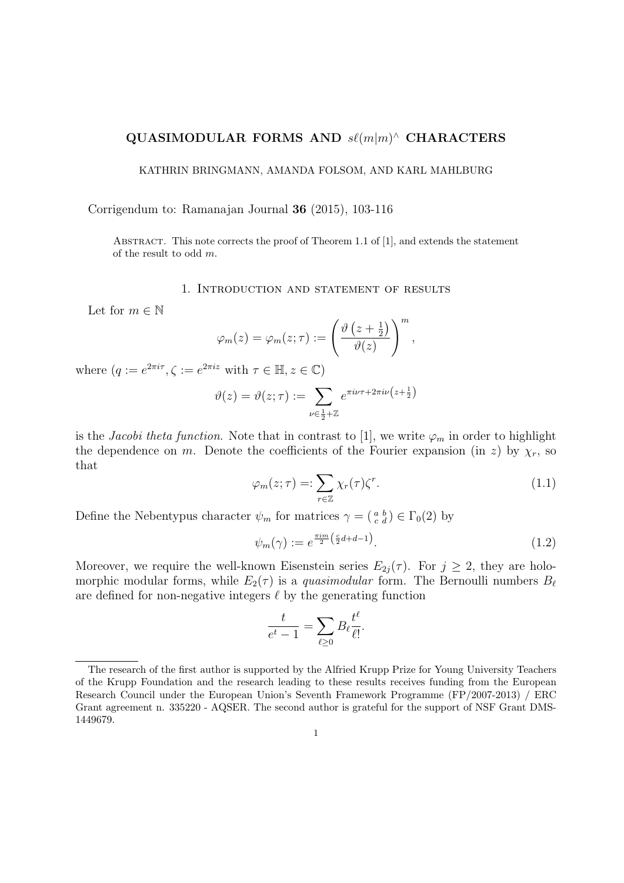# QUASIMODULAR FORMS AND $s\ell(m|m)^\wedge$ CHARACTERS

KATHRIN BRINGMANN, AMANDA FOLSOM, AND KARL MAHLBURG

Corrigendum to: Ramanajan Journal **36** (2015), 103-116

Abstract. This note corrects the proof of Theorem 1.1 of [1], and extends the statement of the result to odd $m$.

## 1. Introduction and statement of results

Let for $m \in \mathbb{N}$

$$\varphi_m(z) = \varphi_m(z;\tau) := \left(\frac{\vartheta\left(z+\frac{1}{2}\right)}{\vartheta(z)}\right)^m,$$

where ($q := e^{2\pi i\tau}, \zeta := e^{2\pi iz}$ with $\tau \in \mathbb{H}, z \in \mathbb{C}$)

$$\vartheta(z) = \vartheta(z;\tau) := \sum_{\nu\in\frac{1}{2}+\mathbb{Z}} e^{\pi i\nu\tau+2\pi i\nu\left(z+\frac{1}{2}\right)}$$

is the *Jacobi theta function.* Note that in contrast to [1], we write $\varphi_m$ in order to highlight the dependence on $m$. Denote the coefficients of the Fourier expansion (in $z$) by $\chi_r$, so that

$$\varphi_m(z;\tau) =: \sum_{r\in\mathbb{Z}} \chi_r(\tau)\zeta^r. \tag{1.1}$$

Define the Nebentypus character $\psi_m$ for matrices $\gamma = \left(\begin{smallmatrix} a & b \\ c & d \end{smallmatrix}\right) \in \Gamma_0(2)$ by

$$\psi_m(\gamma) := e^{\frac{\pi i m}{2}\left(\frac{c}{2}d+d-1\right)}. \tag{1.2}$$

Moreover, we require the well-known Eisenstein series $E_{2j}(\tau)$. For $j \geq 2$, they are holomorphic modular forms, while $E_2(\tau)$ is a *quasimodular* form. The Bernoulli numbers $B_\ell$ are defined for non-negative integers $\ell$ by the generating function

$$\frac{t}{e^t-1} = \sum_{\ell\geq 0} B_\ell \frac{t^\ell}{\ell!}.$$

---

The research of the first author is supported by the Alfried Krupp Prize for Young University Teachers of the Krupp Foundation and the research leading to these results receives funding from the European Research Council under the European Union's Seventh Framework Programme (FP/2007-2013) / ERC Grant agreement n. 335220 - AQSER. The second author is grateful for the support of NSF Grant DMS-1449679.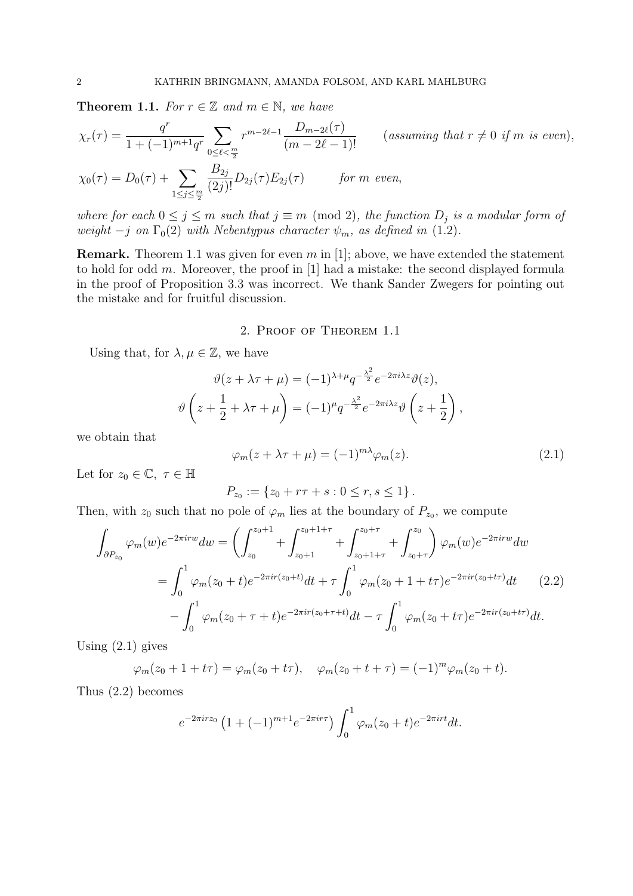**Theorem 1.1.** *For $r \in \mathbb{Z}$ and $m \in \mathbb{N}$, we have*

$$\chi_r(\tau) = \frac{q^r}{1+(-1)^{m+1}q^r} \sum_{0 \leq \ell < \frac{m}{2}} r^{m-2\ell-1} \frac{D_{m-2\ell}(\tau)}{(m-2\ell-1)!} \qquad (\text{assuming that } r \neq 0 \text{ if } m \text{ is even}),$$

$$\chi_0(\tau) = D_0(\tau) + \sum_{1 \leq j \leq \frac{m}{2}} \frac{B_{2j}}{(2j)!} D_{2j}(\tau) E_{2j}(\tau) \qquad \text{for } m \text{ even},$$

*where for each $0 \leq j \leq m$ such that $j \equiv m \pmod 2$, the function $D_j$ is a modular form of weight $-j$ on $\Gamma_0(2)$ with Nebentypus character $\psi_m$, as defined in (1.2).*

**Remark.** Theorem 1.1 was given for even $m$ in [1]; above, we have extended the statement to hold for odd $m$. Moreover, the proof in [1] had a mistake: the second displayed formula in the proof of Proposition 3.3 was incorrect. We thank Sander Zwegers for pointing out the mistake and for fruitful discussion.

## 2. Proof of Theorem 1.1

Using that, for $\lambda, \mu \in \mathbb{Z}$, we have

$$\vartheta(z + \lambda\tau + \mu) = (-1)^{\lambda+\mu} q^{-\frac{\lambda^2}{2}} e^{-2\pi i \lambda z} \vartheta(z),$$

$$\vartheta\left(z + \frac{1}{2} + \lambda\tau + \mu\right) = (-1)^{\mu} q^{-\frac{\lambda^2}{2}} e^{-2\pi i \lambda z} \vartheta\left(z + \frac{1}{2}\right),$$

we obtain that

$$\varphi_m(z + \lambda\tau + \mu) = (-1)^{m\lambda} \varphi_m(z). \tag{2.1}$$

Let for $z_0 \in \mathbb{C}$, $\tau \in \mathbb{H}$

$$P_{z_0} := \left\{ z_0 + r\tau + s : 0 \leq r, s \leq 1 \right\}.$$

Then, with $z_0$ such that no pole of $\varphi_m$ lies at the boundary of $P_{z_0}$, we compute

$$\begin{aligned}
\int_{\partial P_{z_0}} \varphi_m(w) e^{-2\pi i r w} dw &= \left( \int_{z_0}^{z_0+1} + \int_{z_0+1}^{z_0+1+\tau} + \int_{z_0+1+\tau}^{z_0+\tau} + \int_{z_0+\tau}^{z_0} \right) \varphi_m(w) e^{-2\pi i r w} dw \\
&= \int_0^1 \varphi_m(z_0+t) e^{-2\pi i r(z_0+t)} dt + \tau \int_0^1 \varphi_m(z_0+1+t\tau) e^{-2\pi i r(z_0+t\tau)} dt \qquad (2.2) \\
&\quad - \int_0^1 \varphi_m(z_0+\tau+t) e^{-2\pi i r(z_0+\tau+t)} dt - \tau \int_0^1 \varphi_m(z_0+t\tau) e^{-2\pi i r(z_0+t\tau)} dt.
\end{aligned}$$

Using (2.1) gives

$$\varphi_m(z_0 + 1 + t\tau) = \varphi_m(z_0 + t\tau), \quad \varphi_m(z_0 + t + \tau) = (-1)^m \varphi_m(z_0 + t).$$

Thus (2.2) becomes

$$e^{-2\pi i r z_0} \left(1 + (-1)^{m+1} e^{-2\pi i r \tau}\right) \int_0^1 \varphi_m(z_0 + t) e^{-2\pi i r t} dt.$$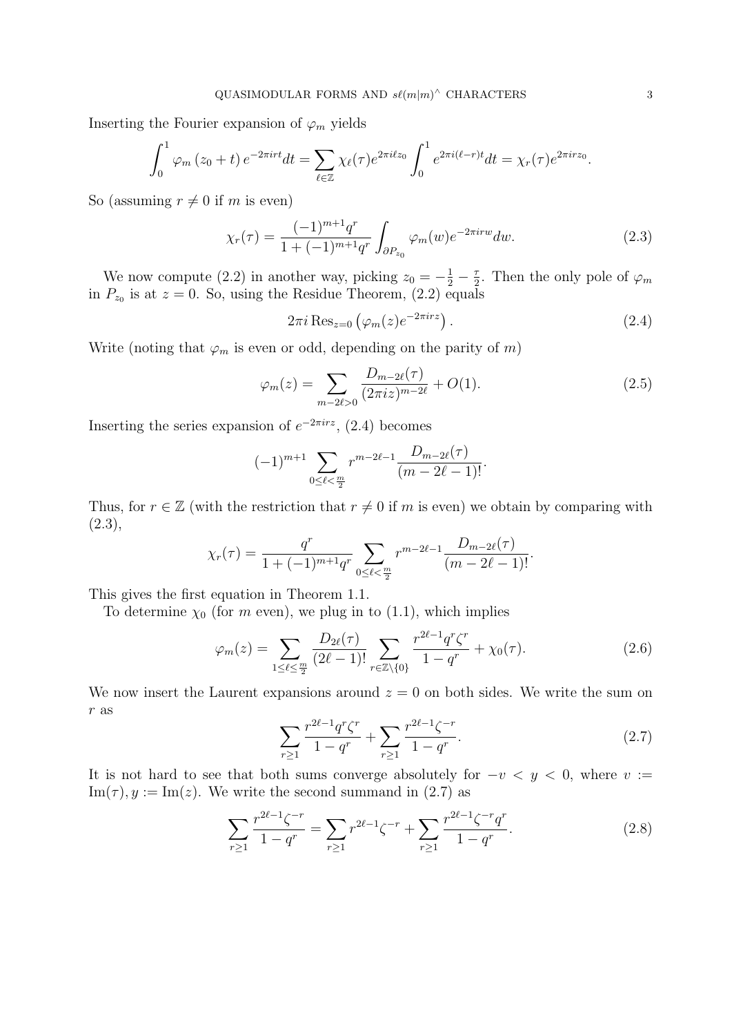Inserting the Fourier expansion of $\varphi_m$ yields

$$\int_0^1 \varphi_m(z_0+t)\, e^{-2\pi irt} dt = \sum_{\ell\in\mathbb{Z}} \chi_\ell(\tau) e^{2\pi i\ell z_0} \int_0^1 e^{2\pi i(\ell-r)t} dt = \chi_r(\tau) e^{2\pi irz_0}.$$

So (assuming $r \neq 0$ if $m$ is even)

$$\chi_r(\tau) = \frac{(-1)^{m+1}q^r}{1+(-1)^{m+1}q^r} \int_{\partial P_{z_0}} \varphi_m(w) e^{-2\pi irw} dw. \tag{2.3}$$

We now compute (2.2) in another way, picking $z_0 = -\frac{1}{2} - \frac{\tau}{2}$. Then the only pole of $\varphi_m$ in $P_{z_0}$ is at $z=0$. So, using the Residue Theorem, (2.2) equals

$$2\pi i \operatorname{Res}_{z=0}\left(\varphi_m(z) e^{-2\pi irz}\right). \tag{2.4}$$

Write (noting that $\varphi_m$ is even or odd, depending on the parity of $m$)

$$\varphi_m(z) = \sum_{m-2\ell>0} \frac{D_{m-2\ell}(\tau)}{(2\pi iz)^{m-2\ell}} + O(1). \tag{2.5}$$

Inserting the series expansion of $e^{-2\pi irz}$, (2.4) becomes

$$(-1)^{m+1} \sum_{0\le\ell<\frac{m}{2}} r^{m-2\ell-1} \frac{D_{m-2\ell}(\tau)}{(m-2\ell-1)!}.$$

Thus, for $r\in\mathbb{Z}$ (with the restriction that $r\neq 0$ if $m$ is even) we obtain by comparing with (2.3),

$$\chi_r(\tau) = \frac{q^r}{1+(-1)^{m+1}q^r} \sum_{0\le\ell<\frac{m}{2}} r^{m-2\ell-1} \frac{D_{m-2\ell}(\tau)}{(m-2\ell-1)!}.$$

This gives the first equation in Theorem 1.1.

To determine $\chi_0$ (for $m$ even), we plug in to (1.1), which implies

$$\varphi_m(z) = \sum_{1\le\ell\le\frac{m}{2}} \frac{D_{2\ell}(\tau)}{(2\ell-1)!} \sum_{r\in\mathbb{Z}\setminus\{0\}} \frac{r^{2\ell-1}q^r\zeta^r}{1-q^r} + \chi_0(\tau). \tag{2.6}$$

We now insert the Laurent expansions around $z=0$ on both sides. We write the sum on $r$ as

$$\sum_{r\ge1} \frac{r^{2\ell-1}q^r\zeta^r}{1-q^r} + \sum_{r\ge1} \frac{r^{2\ell-1}\zeta^{-r}}{1-q^r}. \tag{2.7}$$

It is not hard to see that both sums converge absolutely for $-v < y < 0$, where $v := \operatorname{Im}(\tau), y := \operatorname{Im}(z)$. We write the second summand in (2.7) as

$$\sum_{r\ge1} \frac{r^{2\ell-1}\zeta^{-r}}{1-q^r} = \sum_{r\ge1} r^{2\ell-1}\zeta^{-r} + \sum_{r\ge1} \frac{r^{2\ell-1}\zeta^{-r}q^r}{1-q^r}. \tag{2.8}$$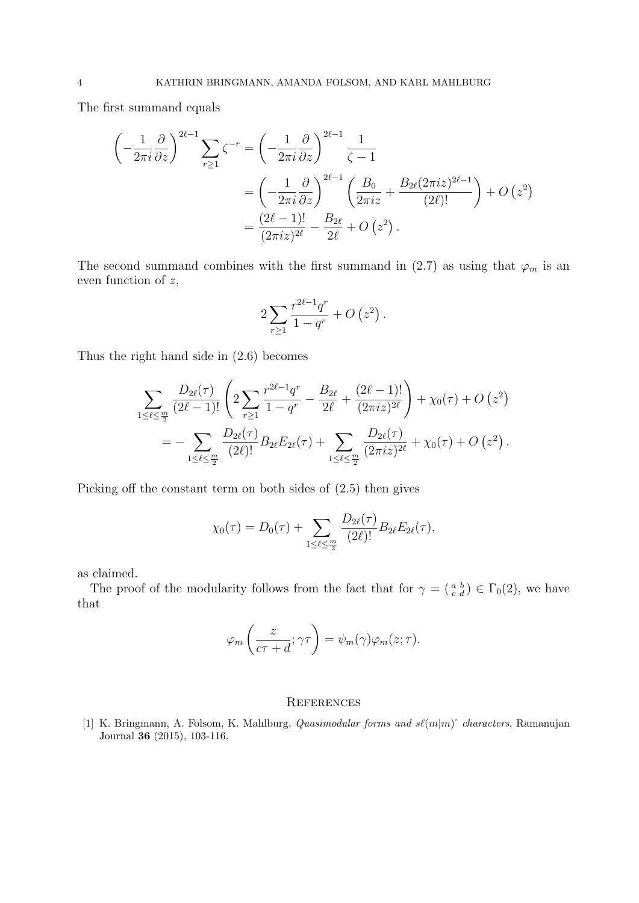The first summand equals

$$
\begin{aligned}
\left(-\frac{1}{2\pi i}\frac{\partial}{\partial z}\right)^{2\ell-1}\sum_{r\geq 1}\zeta^{-r} &= \left(-\frac{1}{2\pi i}\frac{\partial}{\partial z}\right)^{2\ell-1}\frac{1}{\zeta-1}\\
&= \left(-\frac{1}{2\pi i}\frac{\partial}{\partial z}\right)^{2\ell-1}\left(\frac{B_0}{2\pi i z}+\frac{B_{2\ell}(2\pi i z)^{2\ell-1}}{(2\ell)!}\right)+O\left(z^2\right)\\
&= \frac{(2\ell-1)!}{(2\pi i z)^{2\ell}}-\frac{B_{2\ell}}{2\ell}+O\left(z^2\right).
\end{aligned}
$$

The second summand combines with the first summand in (2.7) as using that $\varphi_m$ is an even function of $z$,

$$
2\sum_{r\geq 1}\frac{r^{2\ell-1}q^r}{1-q^r}+O\left(z^2\right).
$$

Thus the right hand side in (2.6) becomes

$$
\begin{aligned}
&\sum_{1\leq \ell\leq \frac{m}{2}}\frac{D_{2\ell}(\tau)}{(2\ell-1)!}\left(2\sum_{r\geq 1}\frac{r^{2\ell-1}q^r}{1-q^r}-\frac{B_{2\ell}}{2\ell}+\frac{(2\ell-1)!}{(2\pi i z)^{2\ell}}\right)+\chi_0(\tau)+O\left(z^2\right)\\
&\quad = -\sum_{1\leq \ell\leq \frac{m}{2}}\frac{D_{2\ell}(\tau)}{(2\ell)!}B_{2\ell}E_{2\ell}(\tau)+\sum_{1\leq \ell\leq \frac{m}{2}}\frac{D_{2\ell}(\tau)}{(2\pi i z)^{2\ell}}+\chi_0(\tau)+O\left(z^2\right).
\end{aligned}
$$

Picking off the constant term on both sides of (2.5) then gives

$$
\chi_0(\tau)=D_0(\tau)+\sum_{1\leq \ell\leq \frac{m}{2}}\frac{D_{2\ell}(\tau)}{(2\ell)!}B_{2\ell}E_{2\ell}(\tau),
$$

as claimed.

The proof of the modularity follows from the fact that for $\gamma=\left(\begin{smallmatrix} a & b\\ c & d\end{smallmatrix}\right)\in\Gamma_0(2)$, we have that

$$
\varphi_m\left(\frac{z}{c\tau+d};\gamma\tau\right)=\psi_m(\gamma)\varphi_m(z;\tau).
$$

## References

[1] K. Bringmann, A. Folsom, K. Mahlburg, *Quasimodular forms and $s\ell(m|m)\hat{}$ characters*, Ramanujan Journal **36** (2015), 103-116.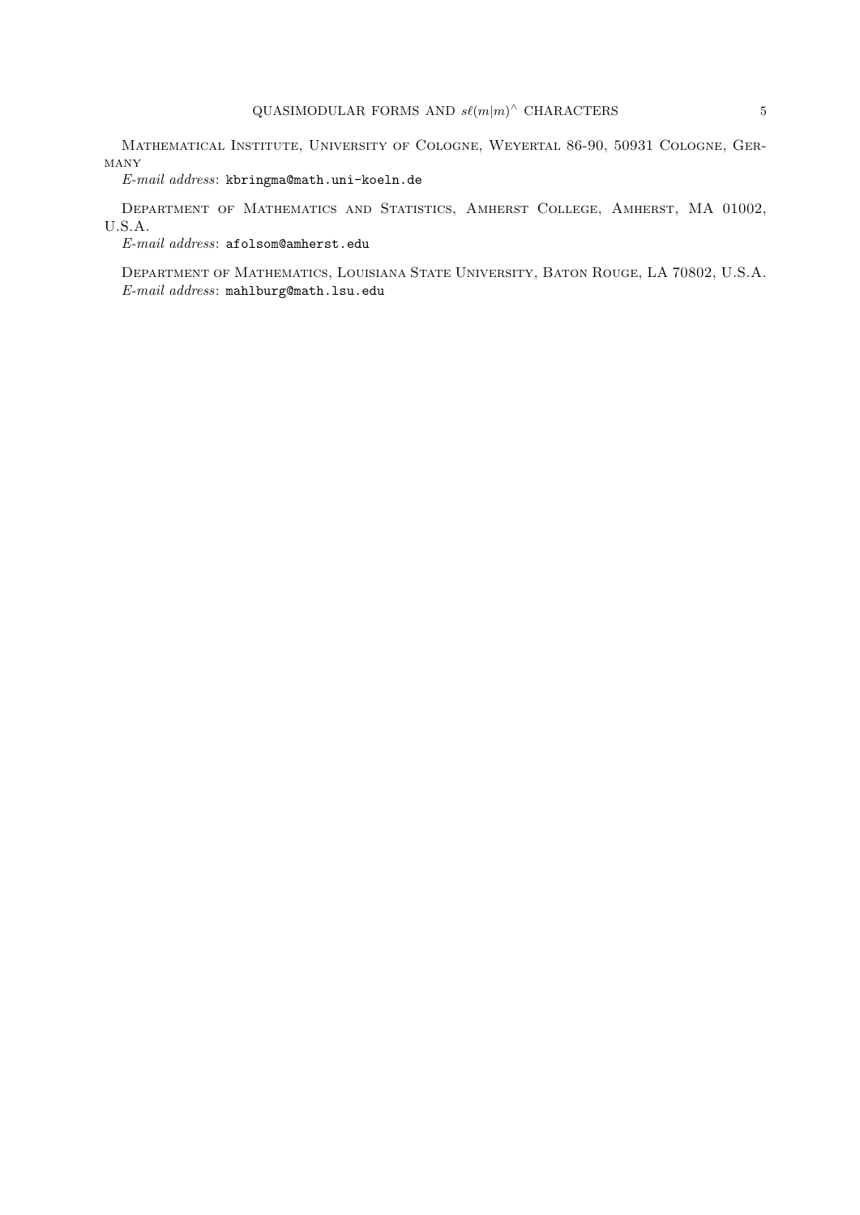Mathematical Institute, University of Cologne, Weyertal 86-90, 50931 Cologne, Germany

*E-mail address*: kbringma@math.uni-koeln.de

Department of Mathematics and Statistics, Amherst College, Amherst, MA 01002, U.S.A.

*E-mail address*: afolsom@amherst.edu

Department of Mathematics, Louisiana State University, Baton Rouge, LA 70802, U.S.A.

*E-mail address*: mahlburg@math.lsu.edu